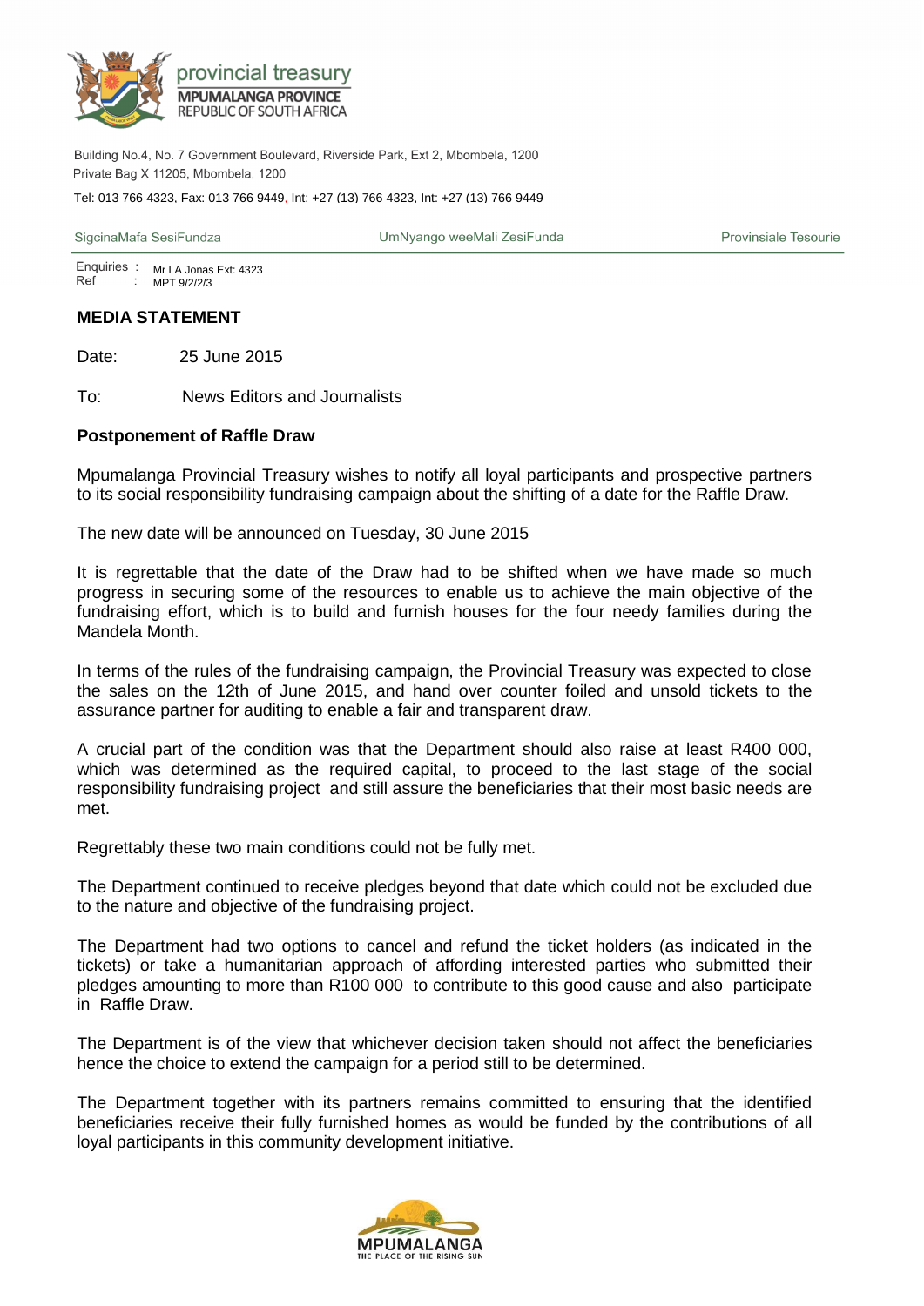provincial treasury
**MPUMALANGA PROVINCE**
REPUBLIC OF SOUTH AFRICA

Building No.4, No. 7 Government Boulevard, Riverside Park, Ext 2, Mbombela, 1200
Private Bag X 11205, Mbombela, 1200

Tel: 013 766 4323, Fax: 013 766 9449, Int: +27 (13) 766 4323, Int: +27 (13) 766 9449

SigcinaMafa SesiFundza | UmNyango weeMali ZesiFunda | Provinsiale Tesourie

Enquiries : Mr LA Jonas Ext: 4323
Ref : MPT 9/2/2/3

## MEDIA STATEMENT

Date: 25 June 2015

To: News Editors and Journalists

**Postponement of Raffle Draw**

Mpumalanga Provincial Treasury wishes to notify all loyal participants and prospective partners to its social responsibility fundraising campaign about the shifting of a date for the Raffle Draw.

The new date will be announced on Tuesday, 30 June 2015

It is regrettable that the date of the Draw had to be shifted when we have made so much progress in securing some of the resources to enable us to achieve the main objective of the fundraising effort, which is to build and furnish houses for the four needy families during the Mandela Month.

In terms of the rules of the fundraising campaign, the Provincial Treasury was expected to close the sales on the 12th of June 2015, and hand over counter foiled and unsold tickets to the assurance partner for auditing to enable a fair and transparent draw.

A crucial part of the condition was that the Department should also raise at least R400 000, which was determined as the required capital, to proceed to the last stage of the social responsibility fundraising project and still assure the beneficiaries that their most basic needs are met.

Regrettably these two main conditions could not be fully met.

The Department continued to receive pledges beyond that date which could not be excluded due to the nature and objective of the fundraising project.

The Department had two options to cancel and refund the ticket holders (as indicated in the tickets) or take a humanitarian approach of affording interested parties who submitted their pledges amounting to more than R100 000 to contribute to this good cause and also participate in Raffle Draw.

The Department is of the view that whichever decision taken should not affect the beneficiaries hence the choice to extend the campaign for a period still to be determined.

The Department together with its partners remains committed to ensuring that the identified beneficiaries receive their fully furnished homes as would be funded by the contributions of all loyal participants in this community development initiative.

MPUMALANGA
THE PLACE OF THE RISING SUN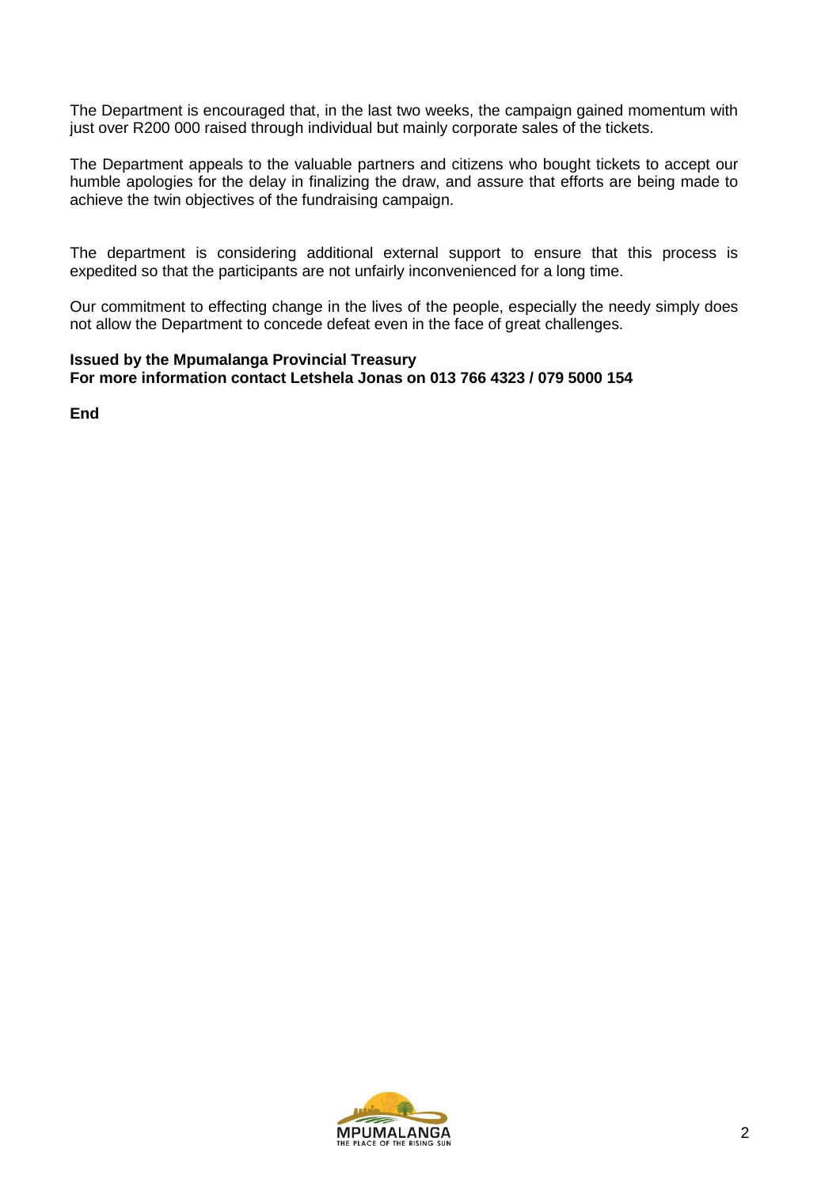The Department is encouraged that, in the last two weeks, the campaign gained momentum with just over R200 000 raised through individual but mainly corporate sales of the tickets.

The Department appeals to the valuable partners and citizens who bought tickets to accept our humble apologies for the delay in finalizing the draw, and assure that efforts are being made to achieve the twin objectives of the fundraising campaign.

The department is considering additional external support to ensure that this process is expedited so that the participants are not unfairly inconvenienced for a long time.

Our commitment to effecting change in the lives of the people, especially the needy simply does not allow the Department to concede defeat even in the face of great challenges.

**Issued by the Mpumalanga Provincial Treasury**
**For more information contact Letshela Jonas on 013 766 4323 / 079 5000 154**

**End**